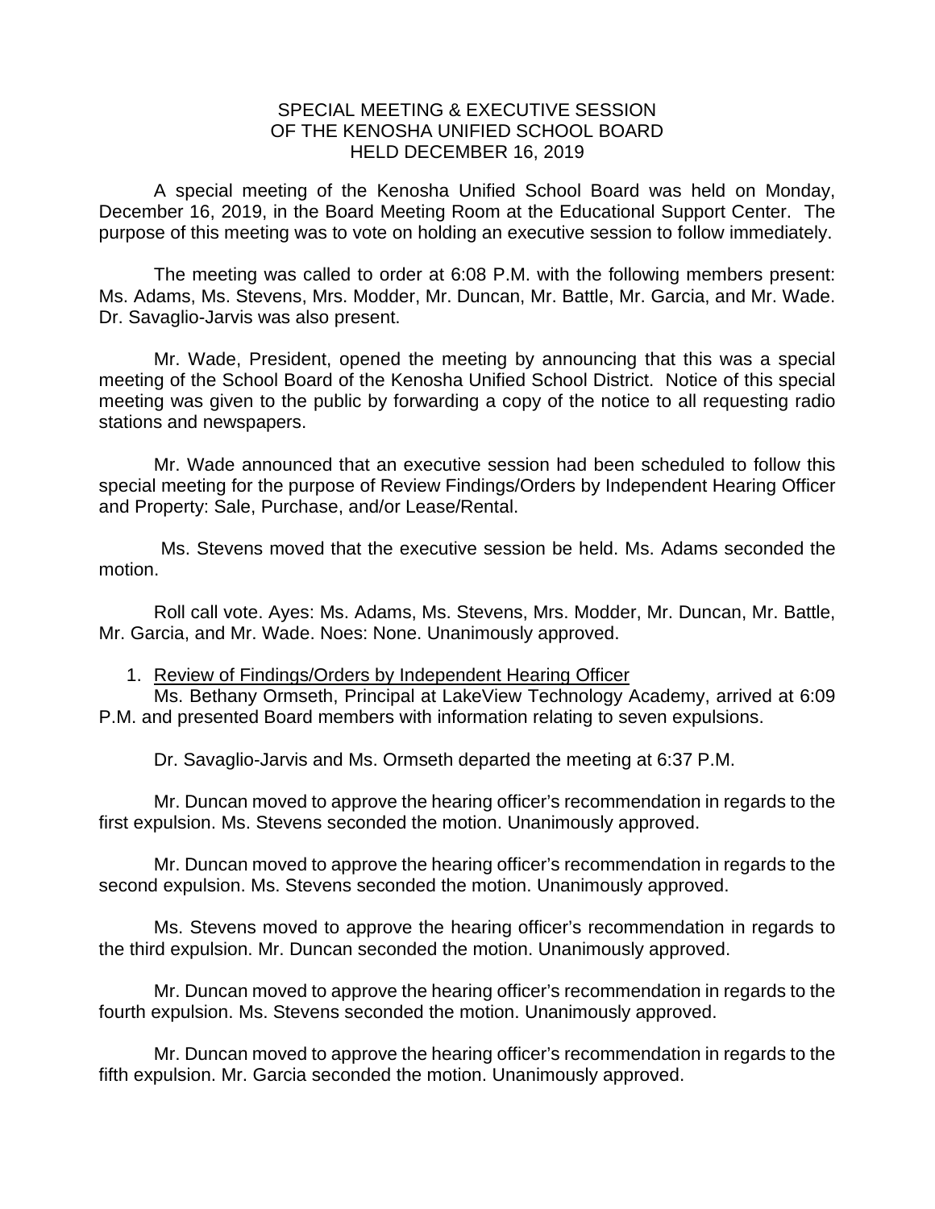# SPECIAL MEETING & EXECUTIVE SESSION OF THE KENOSHA UNIFIED SCHOOL BOARD HELD DECEMBER 16, 2019

A special meeting of the Kenosha Unified School Board was held on Monday, December 16, 2019, in the Board Meeting Room at the Educational Support Center. The purpose of this meeting was to vote on holding an executive session to follow immediately.

The meeting was called to order at 6:08 P.M. with the following members present: Ms. Adams, Ms. Stevens, Mrs. Modder, Mr. Duncan, Mr. Battle, Mr. Garcia, and Mr. Wade. Dr. Savaglio-Jarvis was also present.

Mr. Wade, President, opened the meeting by announcing that this was a special meeting of the School Board of the Kenosha Unified School District. Notice of this special meeting was given to the public by forwarding a copy of the notice to all requesting radio stations and newspapers.

Mr. Wade announced that an executive session had been scheduled to follow this special meeting for the purpose of Review Findings/Orders by Independent Hearing Officer and Property: Sale, Purchase, and/or Lease/Rental.

Ms. Stevens moved that the executive session be held. Ms. Adams seconded the motion.

Roll call vote. Ayes: Ms. Adams, Ms. Stevens, Mrs. Modder, Mr. Duncan, Mr. Battle, Mr. Garcia, and Mr. Wade. Noes: None. Unanimously approved.

1. Review of Findings/Orders by Independent Hearing Officer

Ms. Bethany Ormseth, Principal at LakeView Technology Academy, arrived at 6:09 P.M. and presented Board members with information relating to seven expulsions.

Dr. Savaglio-Jarvis and Ms. Ormseth departed the meeting at 6:37 P.M.

Mr. Duncan moved to approve the hearing officer's recommendation in regards to the first expulsion. Ms. Stevens seconded the motion. Unanimously approved.

Mr. Duncan moved to approve the hearing officer's recommendation in regards to the second expulsion. Ms. Stevens seconded the motion. Unanimously approved.

Ms. Stevens moved to approve the hearing officer's recommendation in regards to the third expulsion. Mr. Duncan seconded the motion. Unanimously approved.

Mr. Duncan moved to approve the hearing officer's recommendation in regards to the fourth expulsion. Ms. Stevens seconded the motion. Unanimously approved.

Mr. Duncan moved to approve the hearing officer's recommendation in regards to the fifth expulsion. Mr. Garcia seconded the motion. Unanimously approved.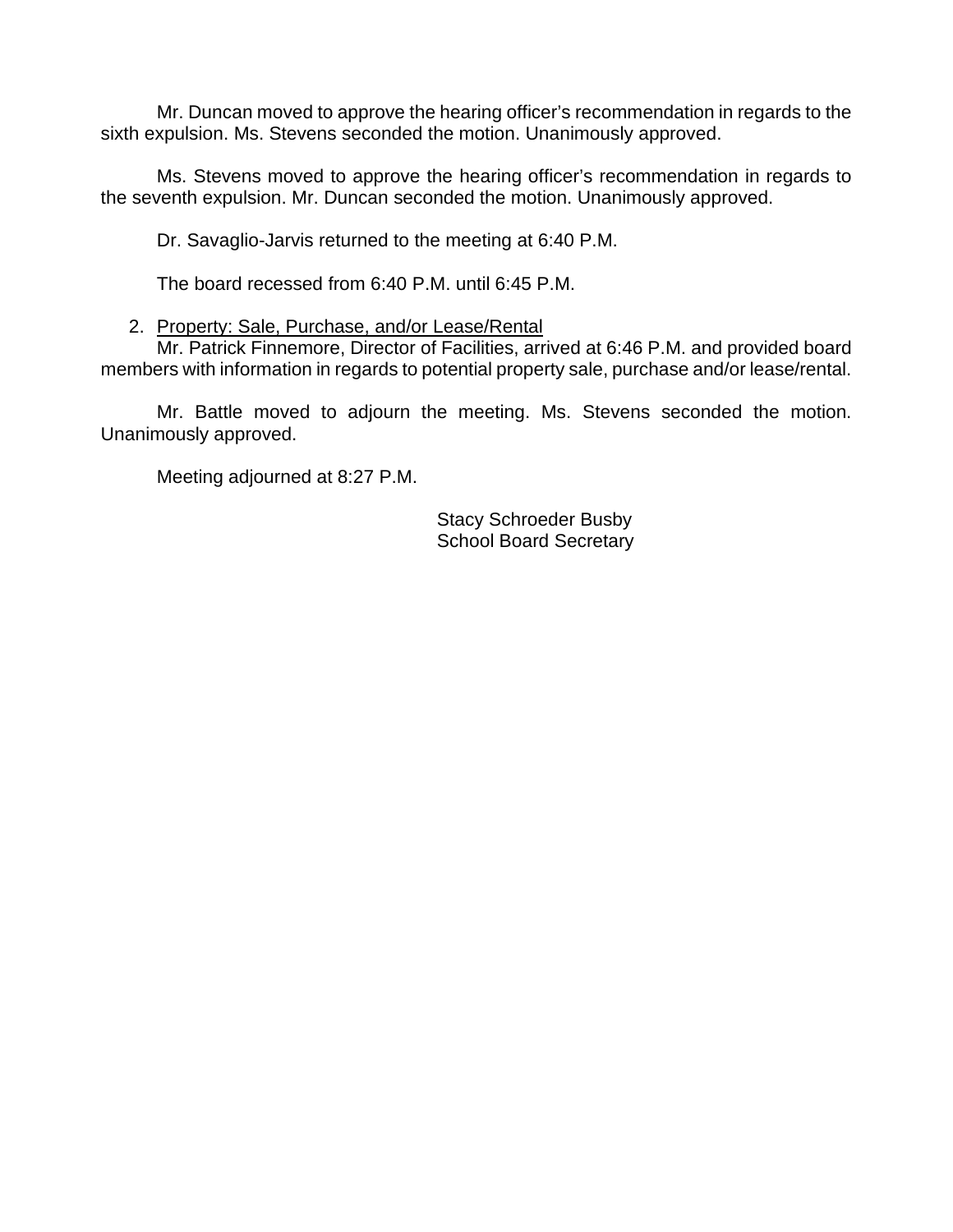Mr. Duncan moved to approve the hearing officer's recommendation in regards to the sixth expulsion. Ms. Stevens seconded the motion. Unanimously approved.

Ms. Stevens moved to approve the hearing officer's recommendation in regards to the seventh expulsion. Mr. Duncan seconded the motion. Unanimously approved.

Dr. Savaglio-Jarvis returned to the meeting at 6:40 P.M.

The board recessed from 6:40 P.M. until 6:45 P.M.

2. Property: Sale, Purchase, and/or Lease/Rental

Mr. Patrick Finnemore, Director of Facilities, arrived at 6:46 P.M. and provided board members with information in regards to potential property sale, purchase and/or lease/rental.

Mr. Battle moved to adjourn the meeting. Ms. Stevens seconded the motion. Unanimously approved.

Meeting adjourned at 8:27 P.M.

Stacy Schroeder Busby
School Board Secretary